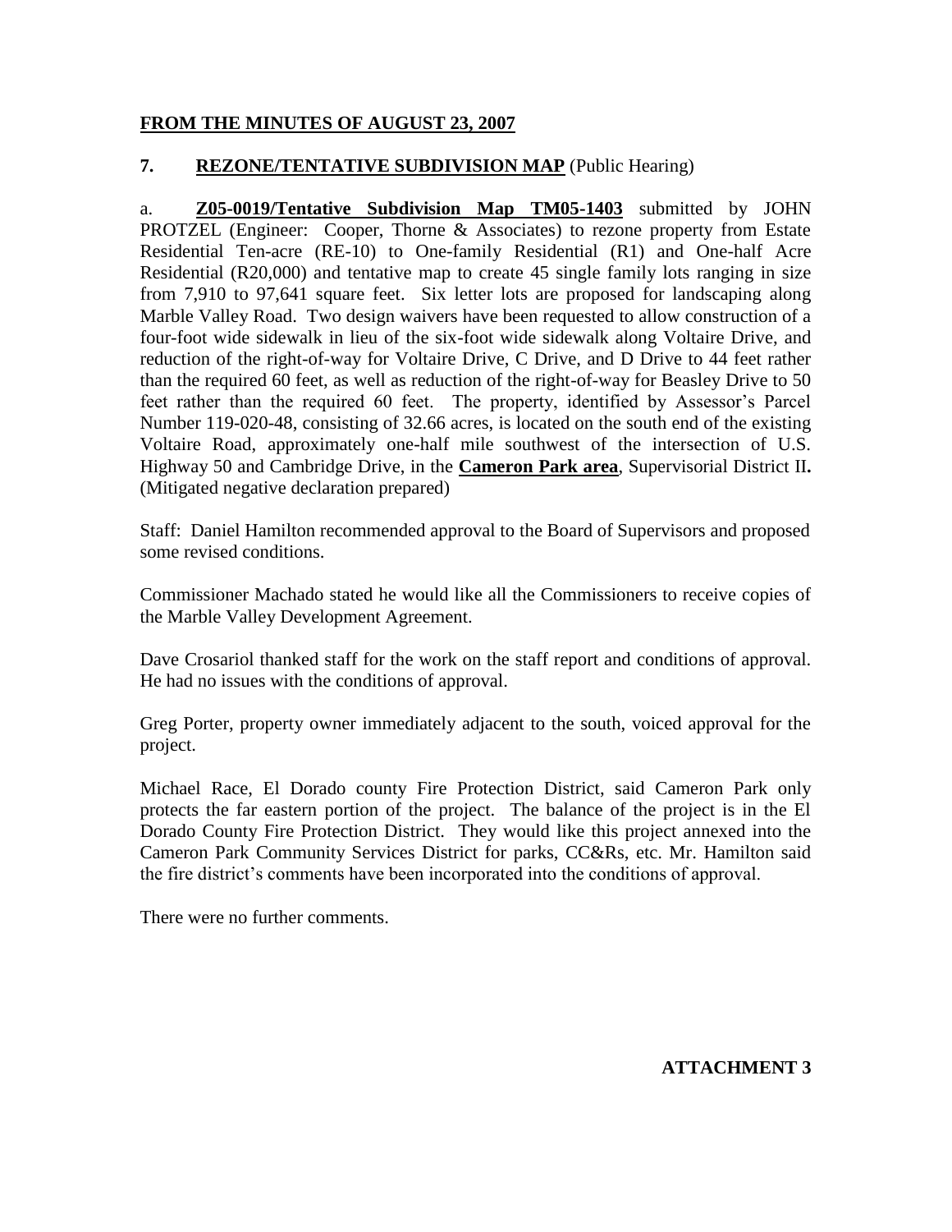**FROM THE MINUTES OF AUGUST 23, 2007**

**7. REZONE/TENTATIVE SUBDIVISION MAP** (Public Hearing)

a. **Z05-0019/Tentative Subdivision Map TM05-1403** submitted by JOHN PROTZEL (Engineer: Cooper, Thorne & Associates) to rezone property from Estate Residential Ten-acre (RE-10) to One-family Residential (R1) and One-half Acre Residential (R20,000) and tentative map to create 45 single family lots ranging in size from 7,910 to 97,641 square feet. Six letter lots are proposed for landscaping along Marble Valley Road. Two design waivers have been requested to allow construction of a four-foot wide sidewalk in lieu of the six-foot wide sidewalk along Voltaire Drive, and reduction of the right-of-way for Voltaire Drive, C Drive, and D Drive to 44 feet rather than the required 60 feet, as well as reduction of the right-of-way for Beasley Drive to 50 feet rather than the required 60 feet. The property, identified by Assessor's Parcel Number 119-020-48, consisting of 32.66 acres, is located on the south end of the existing Voltaire Road, approximately one-half mile southwest of the intersection of U.S. Highway 50 and Cambridge Drive, in the **Cameron Park area**, Supervisorial District II**.** (Mitigated negative declaration prepared)

Staff: Daniel Hamilton recommended approval to the Board of Supervisors and proposed some revised conditions.

Commissioner Machado stated he would like all the Commissioners to receive copies of the Marble Valley Development Agreement.

Dave Crosariol thanked staff for the work on the staff report and conditions of approval. He had no issues with the conditions of approval.

Greg Porter, property owner immediately adjacent to the south, voiced approval for the project.

Michael Race, El Dorado county Fire Protection District, said Cameron Park only protects the far eastern portion of the project. The balance of the project is in the El Dorado County Fire Protection District. They would like this project annexed into the Cameron Park Community Services District for parks, CC&Rs, etc. Mr. Hamilton said the fire district's comments have been incorporated into the conditions of approval.

There were no further comments.

**ATTACHMENT 3**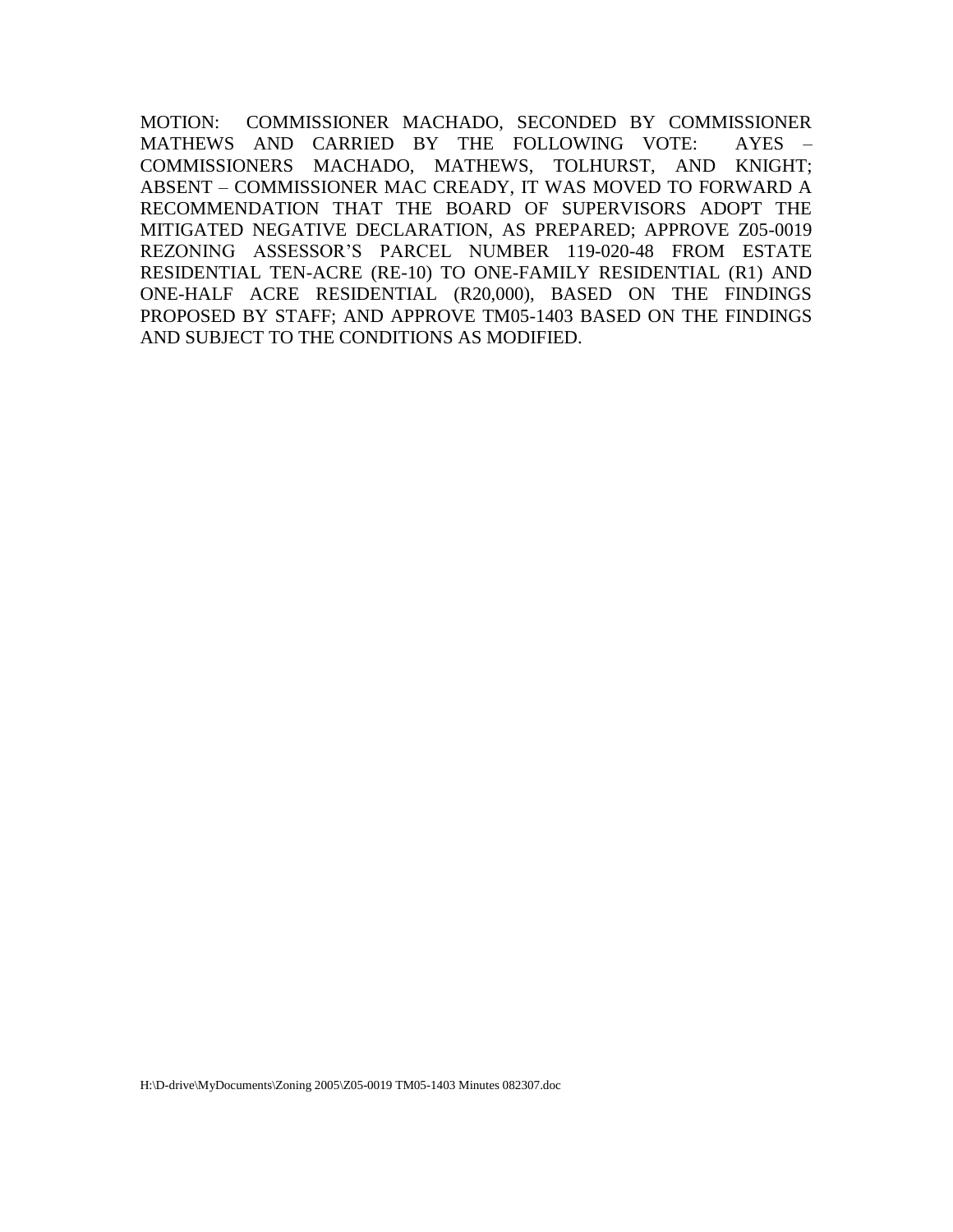MOTION: COMMISSIONER MACHADO, SECONDED BY COMMISSIONER MATHEWS AND CARRIED BY THE FOLLOWING VOTE: AYES – COMMISSIONERS MACHADO, MATHEWS, TOLHURST, AND KNIGHT; ABSENT – COMMISSIONER MAC CREADY, IT WAS MOVED TO FORWARD A RECOMMENDATION THAT THE BOARD OF SUPERVISORS ADOPT THE MITIGATED NEGATIVE DECLARATION, AS PREPARED; APPROVE Z05-0019 REZONING ASSESSOR'S PARCEL NUMBER 119-020-48 FROM ESTATE RESIDENTIAL TEN-ACRE (RE-10) TO ONE-FAMILY RESIDENTIAL (R1) AND ONE-HALF ACRE RESIDENTIAL (R20,000), BASED ON THE FINDINGS PROPOSED BY STAFF; AND APPROVE TM05-1403 BASED ON THE FINDINGS AND SUBJECT TO THE CONDITIONS AS MODIFIED.